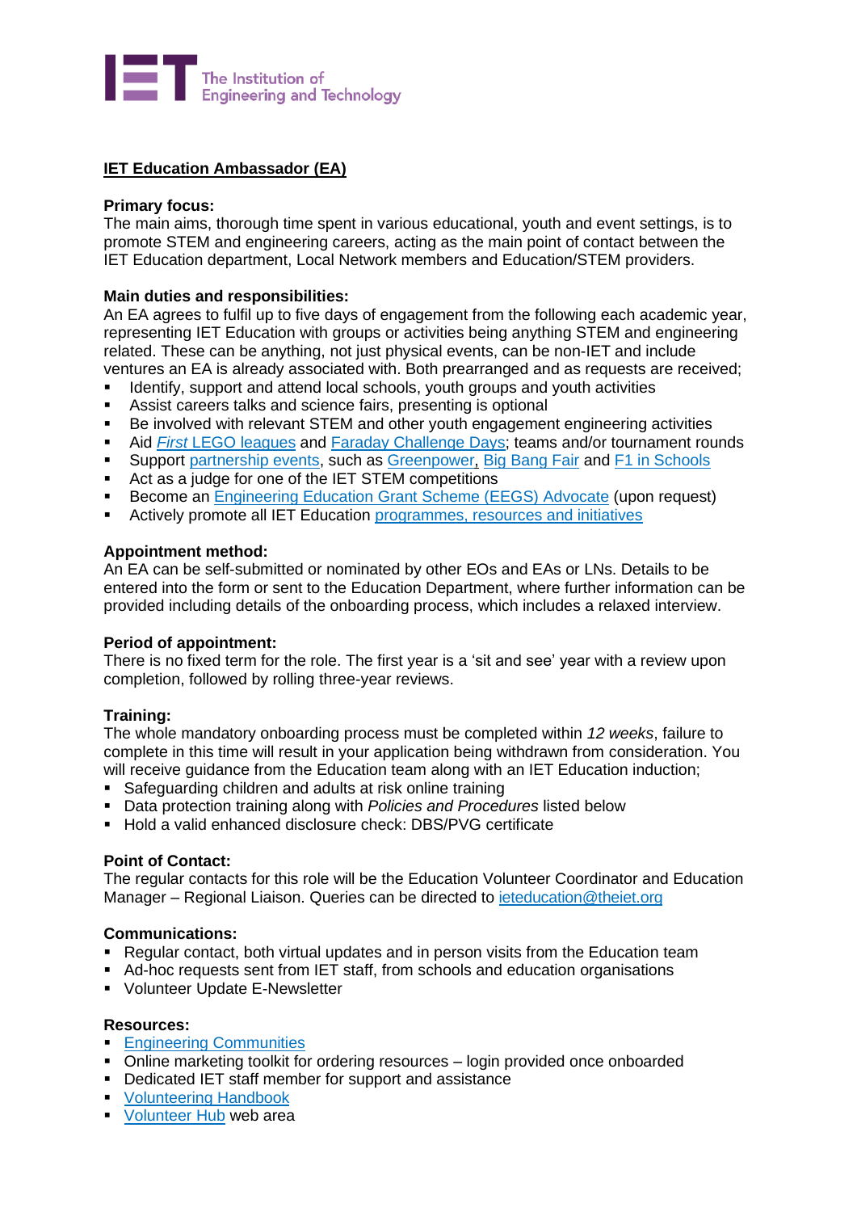The Institution of Engineering and Technology

**IET Education Ambassador (EA)**

**Primary focus:**
The main aims, thorough time spent in various educational, youth and event settings, is to promote STEM and engineering careers, acting as the main point of contact between the IET Education department, Local Network members and Education/STEM providers.

**Main duties and responsibilities:**
An EA agrees to fulfil up to five days of engagement from the following each academic year, representing IET Education with groups or activities being anything STEM and engineering related. These can be anything, not just physical events, can be non-IET and include ventures an EA is already associated with. Both prearranged and as requests are received;

- Identify, support and attend local schools, youth groups and youth activities
- Assist careers talks and science fairs, presenting is optional
- Be involved with relevant STEM and other youth engagement engineering activities
- Aid *First* LEGO leagues and Faraday Challenge Days; teams and/or tournament rounds
- Support partnership events, such as Greenpower, Big Bang Fair and F1 in Schools
- Act as a judge for one of the IET STEM competitions
- Become an Engineering Education Grant Scheme (EEGS) Advocate (upon request)
- Actively promote all IET Education programmes, resources and initiatives

**Appointment method:**
An EA can be self-submitted or nominated by other EOs and EAs or LNs. Details to be entered into the form or sent to the Education Department, where further information can be provided including details of the onboarding process, which includes a relaxed interview.

**Period of appointment:**
There is no fixed term for the role. The first year is a 'sit and see' year with a review upon completion, followed by rolling three-year reviews.

**Training:**
The whole mandatory onboarding process must be completed within *12 weeks*, failure to complete in this time will result in your application being withdrawn from consideration. You will receive guidance from the Education team along with an IET Education induction;

- Safeguarding children and adults at risk online training
- Data protection training along with *Policies and Procedures* listed below
- Hold a valid enhanced disclosure check: DBS/PVG certificate

**Point of Contact:**
The regular contacts for this role will be the Education Volunteer Coordinator and Education Manager – Regional Liaison. Queries can be directed to ieteducation@theiet.org

**Communications:**

- Regular contact, both virtual updates and in person visits from the Education team
- Ad-hoc requests sent from IET staff, from schools and education organisations
- Volunteer Update E-Newsletter

**Resources:**

- Engineering Communities
- Online marketing toolkit for ordering resources – login provided once onboarded
- Dedicated IET staff member for support and assistance
- Volunteering Handbook
- Volunteer Hub web area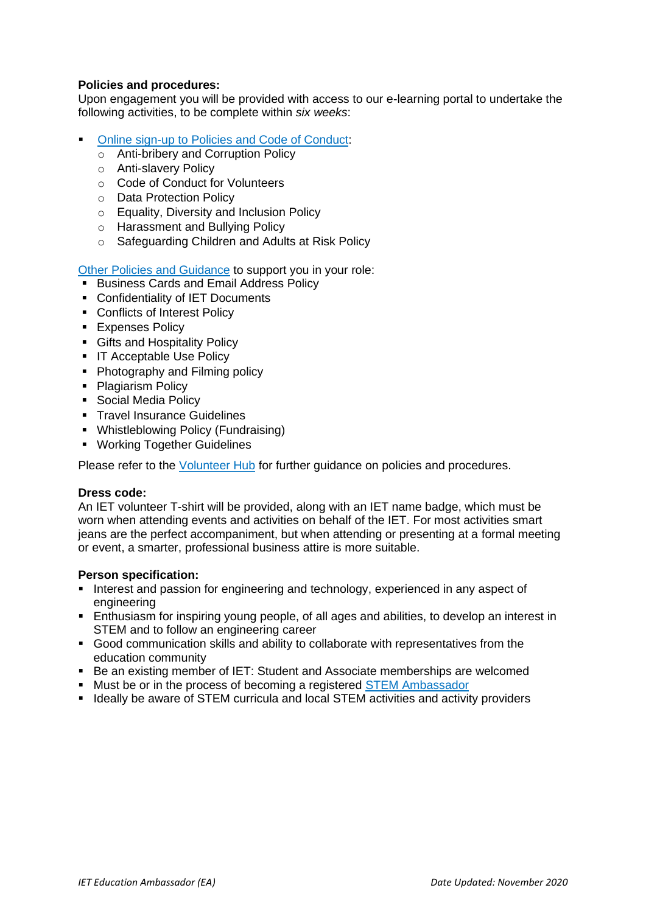**Policies and procedures:**
Upon engagement you will be provided with access to our e-learning portal to undertake the following activities, to be complete within *six weeks*:

- Online sign-up to Policies and Code of Conduct:
  - Anti-bribery and Corruption Policy
  - Anti-slavery Policy
  - Code of Conduct for Volunteers
  - Data Protection Policy
  - Equality, Diversity and Inclusion Policy
  - Harassment and Bullying Policy
  - Safeguarding Children and Adults at Risk Policy

Other Policies and Guidance to support you in your role:

- Business Cards and Email Address Policy
- Confidentiality of IET Documents
- Conflicts of Interest Policy
- Expenses Policy
- Gifts and Hospitality Policy
- IT Acceptable Use Policy
- Photography and Filming policy
- Plagiarism Policy
- Social Media Policy
- Travel Insurance Guidelines
- Whistleblowing Policy (Fundraising)
- Working Together Guidelines

Please refer to the Volunteer Hub for further guidance on policies and procedures.

**Dress code:**
An IET volunteer T-shirt will be provided, along with an IET name badge, which must be worn when attending events and activities on behalf of the IET. For most activities smart jeans are the perfect accompaniment, but when attending or presenting at a formal meeting or event, a smarter, professional business attire is more suitable.

**Person specification:**

- Interest and passion for engineering and technology, experienced in any aspect of engineering
- Enthusiasm for inspiring young people, of all ages and abilities, to develop an interest in STEM and to follow an engineering career
- Good communication skills and ability to collaborate with representatives from the education community
- Be an existing member of IET: Student and Associate memberships are welcomed
- Must be or in the process of becoming a registered STEM Ambassador
- Ideally be aware of STEM curricula and local STEM activities and activity providers